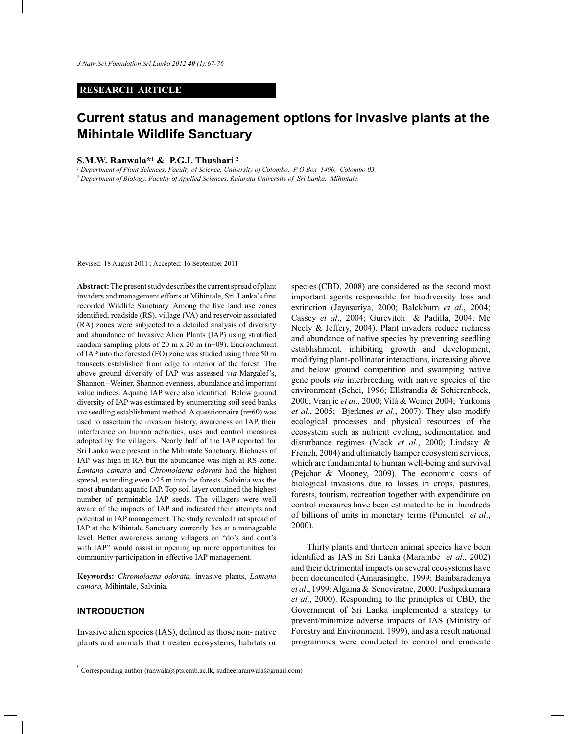**RESEARCH ARTICLE**

# Current status and management options for invasive plants at the Mihintale Wildlife Sanctuary

**S.M.W. Ranwala*[1] & P.G.I. Thushari [2]**

[1] Department of Plant Sciences, Faculty of Science, University of Colombo, P O Box 1490, Colombo 03.

[2] Department of Biology, Faculty of Applied Sciences, Rajarata University of Sri Lanka, Mihintale.

Revised: 18 August 2011 ; Accepted: 16 September 2011

**Abstract:** The present study describes the current spread of plant invaders and management efforts at Mihintale, Sri Lanka's first recorded Wildlife Sanctuary. Among the five land use zones identified, roadside (RS), village (VA) and reservoir associated (RA) zones were subjected to a detailed analysis of diversity and abundance of Invasive Alien Plants (IAP) using stratified random sampling plots of 20 m x 20 m (n=09). Encroachment of IAP into the forested (FO) zone was studied using three 50 m transects established from edge to interior of the forest. The above ground diversity of IAP was assessed *via* Margalef's, Shannon –Weiner, Shannon evenness, abundance and important value indices. Aquatic IAP were also identified. Below ground diversity of IAP was estimated by enumerating soil seed banks *via* seedling establishment method. A questionnaire (n=60) was used to assertain the invasion history, awareness on IAP, their interference on human activities, uses and control measures adopted by the villagers. Nearly half of the IAP reported for Sri Lanka were present in the Mihintale Sanctuary. Richness of IAP was high in RA but the abundance was high at RS zone. *Lantana camara* and *Chromolaena odorata* had the highest spread, extending even >25 m into the forests. Salvinia was the most abundant aquatic IAP. Top soil layer contained the highest number of germinable IAP seeds. The villagers were well aware of the impacts of IAP and indicated their attempts and potential in IAP management. The study revealed that spread of IAP at the Mihintale Sanctuary currently lies at a manageable level. Better awareness among villagers on "do's and dont's with IAP" would assist in opening up more opportunities for community participation in effective IAP management.

**Keywords:** *Chromolaena odorata,* invasive plants, *Lantana camara,* Mihintale, Salvinia.

## INTRODUCTION

Invasive alien species (IAS), defined as those non- native plants and animals that threaten ecosystems, habitats or species (CBD, 2008) are considered as the second most important agents responsible for biodiversity loss and extinction (Jayasuriya, 2000; Balckburn *et al*., 2004; Cassey *et al*., 2004; Gurevitch & Padilla, 2004; Mc Neely & Jeffery, 2004). Plant invaders reduce richness and abundance of native species by preventing seedling establishment, inhibiting growth and development, modifying plant-pollinator interactions, increasing above and below ground competition and swamping native gene pools *via* interbreeding with native species of the environment (Schei, 1996; Ellstrandia & Schierenbeck, 2000; Vranjic *et al*., 2000; Vilà & Weiner 2004; Yurkonis *et al*., 2005; Bjerknes *et al*., 2007). They also modify ecological processes and physical resources of the ecosystem such as nutrient cycling, sedimentation and disturbance regimes (Mack *et al*., 2000; Lindsay & French, 2004) and ultimately hamper ecosystem services, which are fundamental to human well-being and survival (Pejchar & Mooney, 2009). The economic costs of biological invasions due to losses in crops, pastures, forests, tourism, recreation together with expenditure on control measures have been estimated to be in hundreds of billions of units in monetary terms (Pimentel *et al*., 2000).

Thirty plants and thirteen animal species have been identified as IAS in Sri Lanka (Marambe *et al*., 2002) and their detrimental impacts on several ecosystems have been documented (Amarasinghe, 1999; Bambaradeniya *et al*., 1999; Algama & Seneviratne, 2000; Pushpakumara *et al*., 2000). Responding to the principles of CBD, the Government of Sri Lanka implemented a strategy to prevent/minimize adverse impacts of IAS (Ministry of Forestry and Environment, 1999), and as a result national programmes were conducted to control and eradicate

* Corresponding author (ranwala@pts.cmb.ac.lk, sudheeraranwala@gmail.com)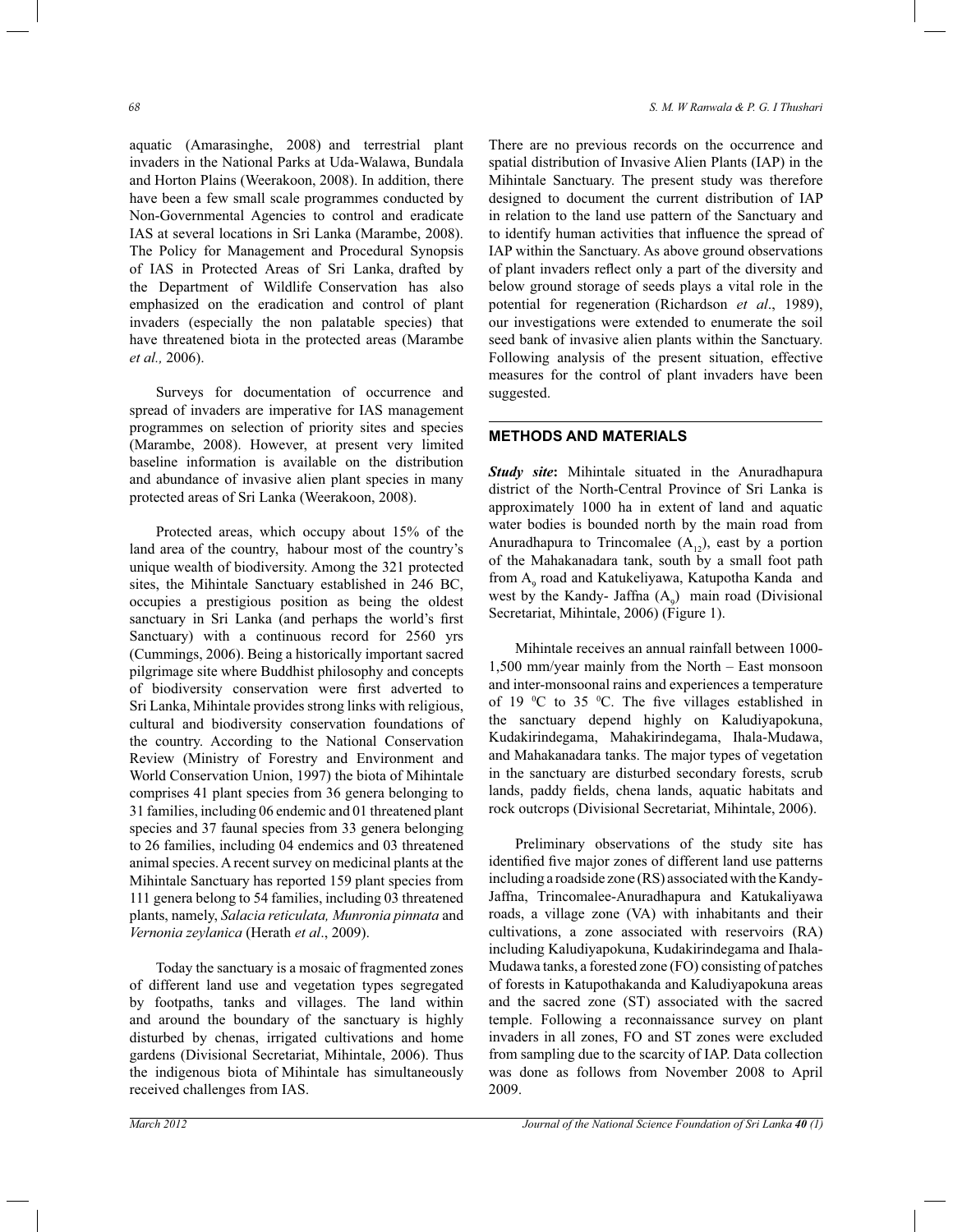aquatic (Amarasinghe, 2008) and terrestrial plant invaders in the National Parks at Uda-Walawa, Bundala and Horton Plains (Weerakoon, 2008). In addition, there have been a few small scale programmes conducted by Non-Governmental Agencies to control and eradicate IAS at several locations in Sri Lanka (Marambe, 2008). The Policy for Management and Procedural Synopsis of IAS in Protected Areas of Sri Lanka, drafted by the Department of Wildlife Conservation has also emphasized on the eradication and control of plant invaders (especially the non palatable species) that have threatened biota in the protected areas (Marambe *et al.,* 2006).

Surveys for documentation of occurrence and spread of invaders are imperative for IAS management programmes on selection of priority sites and species (Marambe, 2008). However, at present very limited baseline information is available on the distribution and abundance of invasive alien plant species in many protected areas of Sri Lanka (Weerakoon, 2008).

Protected areas, which occupy about 15% of the land area of the country, habour most of the country's unique wealth of biodiversity. Among the 321 protected sites, the Mihintale Sanctuary established in 246 BC, occupies a prestigious position as being the oldest sanctuary in Sri Lanka (and perhaps the world's first Sanctuary) with a continuous record for 2560 yrs (Cummings, 2006). Being a historically important sacred pilgrimage site where Buddhist philosophy and concepts of biodiversity conservation were first adverted to Sri Lanka, Mihintale provides strong links with religious, cultural and biodiversity conservation foundations of the country. According to the National Conservation Review (Ministry of Forestry and Environment and World Conservation Union, 1997) the biota of Mihintale comprises 41 plant species from 36 genera belonging to 31 families, including 06 endemic and 01 threatened plant species and 37 faunal species from 33 genera belonging to 26 families, including 04 endemics and 03 threatened animal species. A recent survey on medicinal plants at the Mihintale Sanctuary has reported 159 plant species from 111 genera belong to 54 families, including 03 threatened plants, namely, *Salacia reticulata, Munronia pinnata* and *Vernonia zeylanica* (Herath *et al*., 2009).

Today the sanctuary is a mosaic of fragmented zones of different land use and vegetation types segregated by footpaths, tanks and villages. The land within and around the boundary of the sanctuary is highly disturbed by chenas, irrigated cultivations and home gardens (Divisional Secretariat, Mihintale, 2006). Thus the indigenous biota of Mihintale has simultaneously received challenges from IAS.

There are no previous records on the occurrence and spatial distribution of Invasive Alien Plants (IAP) in the Mihintale Sanctuary. The present study was therefore designed to document the current distribution of IAP in relation to the land use pattern of the Sanctuary and to identify human activities that influence the spread of IAP within the Sanctuary. As above ground observations of plant invaders reflect only a part of the diversity and below ground storage of seeds plays a vital role in the potential for regeneration (Richardson *et al*., 1989), our investigations were extended to enumerate the soil seed bank of invasive alien plants within the Sanctuary. Following analysis of the present situation, effective measures for the control of plant invaders have been suggested.

## METHODS AND MATERIALS

***Study site*:** Mihintale situated in the Anuradhapura district of the North-Central Province of Sri Lanka is approximately 1000 ha in extent of land and aquatic water bodies is bounded north by the main road from Anuradhapura to Trincomalee ($A_{12}$), east by a portion of the Mahakanadara tank, south by a small foot path from $A_9$ road and Katukeliyawa, Katupotha Kanda and west by the Kandy- Jaffna ($A_9$) main road (Divisional Secretariat, Mihintale, 2006) (Figure 1).

Mihintale receives an annual rainfall between 1000-1,500 mm/year mainly from the North – East monsoon and inter-monsoonal rains and experiences a temperature of 19 $^0$C to 35 $^0$C. The five villages established in the sanctuary depend highly on Kaludiyapokuna, Kudakirindegama, Mahakirindegama, Ihala-Mudawa, and Mahakanadara tanks. The major types of vegetation in the sanctuary are disturbed secondary forests, scrub lands, paddy fields, chena lands, aquatic habitats and rock outcrops (Divisional Secretariat, Mihintale, 2006).

Preliminary observations of the study site has identified five major zones of different land use patterns including a roadside zone (RS) associated with the Kandy-Jaffna, Trincomalee-Anuradhapura and Katukaliyawa roads, a village zone (VA) with inhabitants and their cultivations, a zone associated with reservoirs (RA) including Kaludiyapokuna, Kudakirindegama and Ihala-Mudawa tanks, a forested zone (FO) consisting of patches of forests in Katupothakanda and Kaludiyapokuna areas and the sacred zone (ST) associated with the sacred temple. Following a reconnaissance survey on plant invaders in all zones, FO and ST zones were excluded from sampling due to the scarcity of IAP. Data collection was done as follows from November 2008 to April 2009.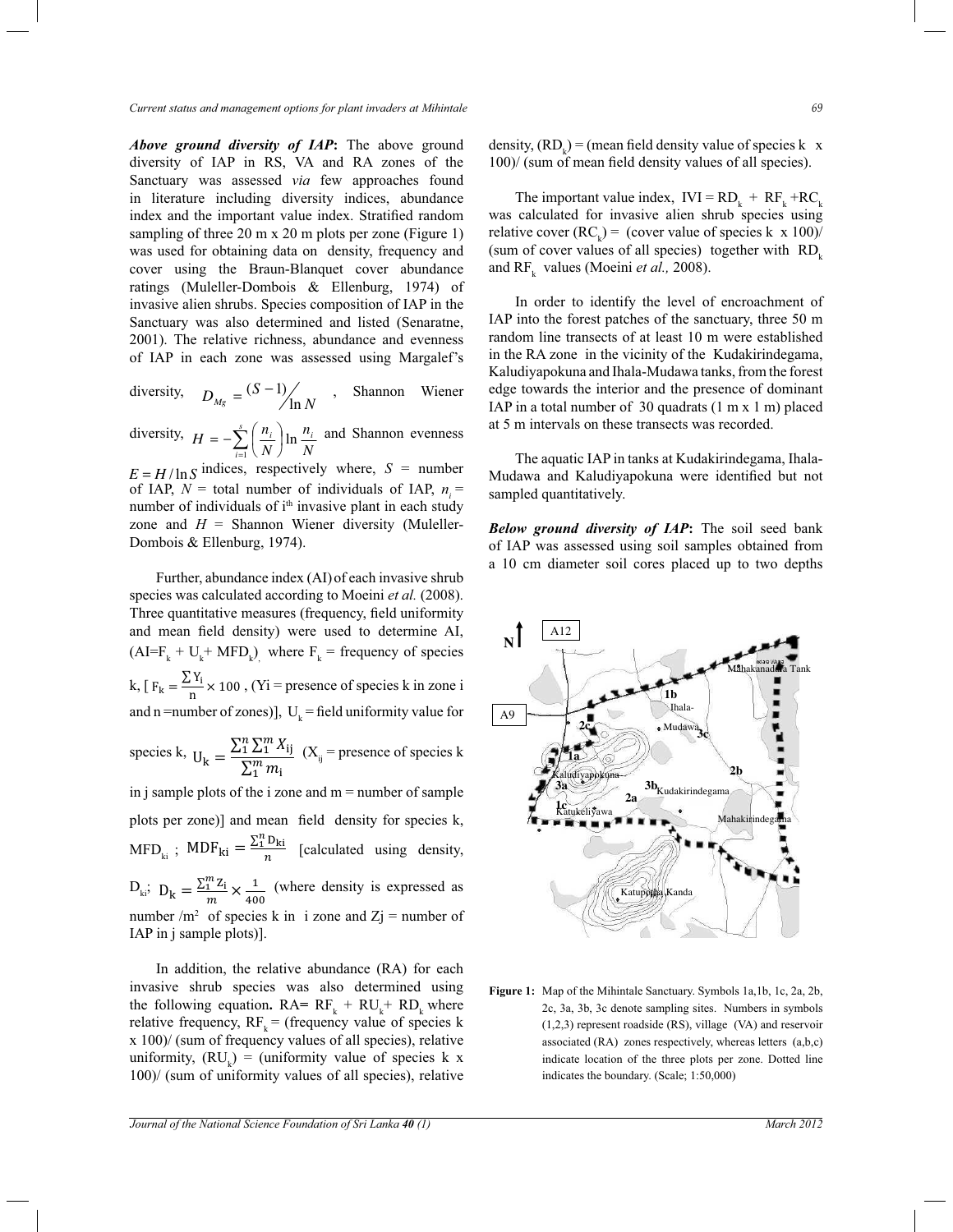***Above ground diversity of IAP*:** The above ground diversity of IAP in RS, VA and RA zones of the Sanctuary was assessed *via* few approaches found in literature including diversity indices, abundance index and the important value index. Stratified random sampling of three 20 m x 20 m plots per zone (Figure 1) was used for obtaining data on density, frequency and cover using the Braun-Blanquet cover abundance ratings (Muleller-Dombois & Ellenburg, 1974) of invasive alien shrubs. Species composition of IAP in the Sanctuary was also determined and listed (Senaratne, 2001). The relative richness, abundance and evenness of IAP in each zone was assessed using Margalef's diversity, $D_{Mg} = (S-1)/\ln N$, Shannon Wiener diversity, $H = -\sum_{i=1}^{s} \left(\frac{n_i}{N}\right) \ln \frac{n_i}{N}$ and Shannon evenness $E = H/\ln S$ indices, respectively where, $S$ = number of IAP, $N$ = total number of individuals of IAP, $n_i$ = number of individuals of i[th] invasive plant in each study zone and $H$ = Shannon Wiener diversity (Muleller-Dombois & Ellenburg, 1974).

Further, abundance index (AI) of each invasive shrub species was calculated according to Moeini *et al.* (2008). Three quantitative measures (frequency, field uniformity and mean field density) were used to determine AI, ($AI = F_k + U_k + MFD_k$), where $F_k$ = frequency of species k, [ $F_k = \frac{\sum Y_i}{n} \times 100$ , (Yi = presence of species k in zone i and n = number of zones)], $U_k$ = field uniformity value for species k, $U_k = \frac{\sum_1^n \sum_1^m X_{ij}}{\sum_1^m m_i}$ ($X_{ij}$ = presence of species k in j sample plots of the i zone and m = number of sample plots per zone)] and mean field density for species k, $MFD_{ki}$ ; $MDF_{ki} = \frac{\sum_1^n D_{ki}}{n}$ [calculated using density, $D_{ki}$; $D_k = \frac{\sum_1^m Z_i}{m} \times \frac{1}{400}$ (where density is expressed as number /m[2] of species k in i zone and Zj = number of IAP in j sample plots)].

In addition, the relative abundance (RA) for each invasive shrub species was also determined using the following equation**.** $RA = RF_k + RU_k + RD_k$ where relative frequency, $RF_k$ = (frequency value of species k x 100)/ (sum of frequency values of all species), relative uniformity, ($RU_k$) = (uniformity value of species k x 100)/ (sum of uniformity values of all species), relative density, ($RD_k$) = (mean field density value of species k x 100)/ (sum of mean field density values of all species).

The important value index, $IVI = RD_k + RF_k + RC_k$ was calculated for invasive alien shrub species using relative cover ($RC_k$) = (cover value of species k x 100)/ (sum of cover values of all species) together with $RD_k$ and $RF_k$ values (Moeini *et al.,* 2008).

In order to identify the level of encroachment of IAP into the forest patches of the sanctuary, three 50 m random line transects of at least 10 m were established in the RA zone in the vicinity of the Kudakirindegama, Kaludiyapokuna and Ihala-Mudawa tanks, from the forest edge towards the interior and the presence of dominant IAP in a total number of 30 quadrats (1 m x 1 m) placed at 5 m intervals on these transects was recorded.

The aquatic IAP in tanks at Kudakirindegama, Ihala-Mudawa and Kaludiyapokuna were identified but not sampled quantitatively.

***Below ground diversity of IAP*:** The soil seed bank of IAP was assessed using soil samples obtained from a 10 cm diameter soil cores placed up to two depths

**Figure 1:** Map of the Mihintale Sanctuary. Symbols 1a,1b, 1c, 2a, 2b, 2c, 3a, 3b, 3c denote sampling sites. Numbers in symbols (1,2,3) represent roadside (RS), village (VA) and reservoir associated (RA) zones respectively, whereas letters (a,b,c) indicate location of the three plots per zone. Dotted line indicates the boundary. (Scale; 1:50,000)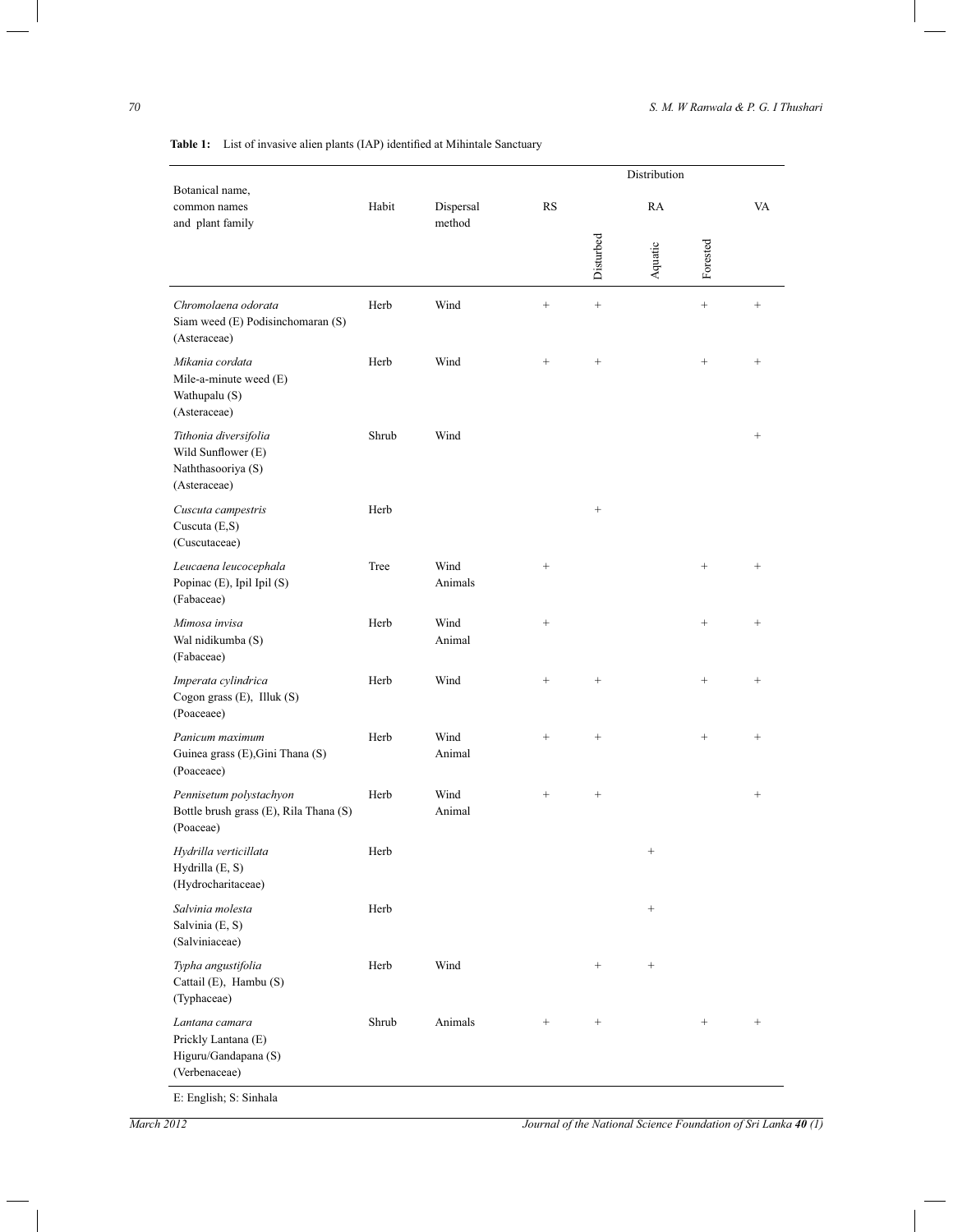**Table 1:** List of invasive alien plants (IAP) identified at Mihintale Sanctuary

| Botanical name, common names and plant family | Habit | Dispersal method | Distribution | | | | |
|---|---|---|---|---|---|---|---|
| | | | RS | RA | | | VA |
| | | | | Disturbed | Aquatic | Forested | |
| *Chromolaena odorata* Siam weed (E) Podisinchomaran (S) (Asteraceae) | Herb | Wind | + | + | | + | + |
| *Mikania cordata* Mile-a-minute weed (E) Wathupalu (S) (Asteraceae) | Herb | Wind | + | + | | + | + |
| *Tithonia diversifolia* Wild Sunflower (E) Naththasooriya (S) (Asteraceae) | Shrub | Wind | | | | | + |
| *Cuscuta campestris* Cuscuta (E,S) (Cuscutaceae) | Herb | | | + | | | |
| *Leucaena leucocephala* Popinac (E), Ipil Ipil (S) (Fabaceae) | Tree | Wind Animals | + | | | + | + |
| *Mimosa invisa* Wal nidikumba (S) (Fabaceae) | Herb | Wind Animal | + | | | + | + |
| *Imperata cylindrica* Cogon grass (E), Illuk (S) (Poaceaee) | Herb | Wind | + | + | | + | + |
| *Panicum maximum* Guinea grass (E),Gini Thana (S) (Poaceaee) | Herb | Wind Animal | + | + | | + | + |
| *Pennisetum polystachyon* Bottle brush grass (E), Rila Thana (S) (Poaceae) | Herb | Wind Animal | + | + | | | + |
| *Hydrilla verticillata* Hydrilla (E, S) (Hydrocharitaceae) | Herb | | | | + | | |
| *Salvinia molesta* Salvinia (E, S) (Salviniaceae) | Herb | | | | + | | |
| *Typha angustifolia* Cattail (E), Hambu (S) (Typhaceae) | Herb | Wind | | + | + | | |
| *Lantana camara* Prickly Lantana (E) Higuru/Gandapana (S) (Verbenaceae) | Shrub | Animals | + | + | | + | + |

E: English; S: Sinhala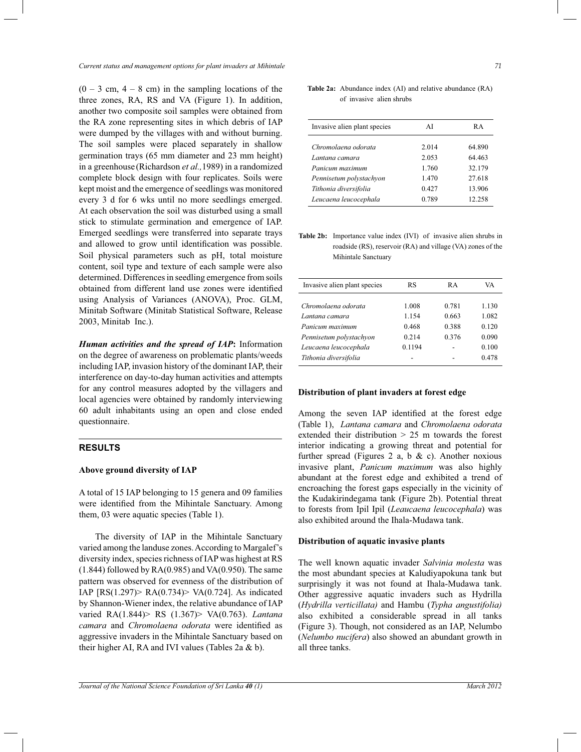(0 – 3 cm, 4 – 8 cm) in the sampling locations of the three zones, RA, RS and VA (Figure 1). In addition, another two composite soil samples were obtained from the RA zone representing sites in which debris of IAP were dumped by the villages with and without burning. The soil samples were placed separately in shallow germination trays (65 mm diameter and 23 mm height) in a greenhouse (Richardson *et al.,*1989) in a randomized complete block design with four replicates. Soils were kept moist and the emergence of seedlings was monitored every 3 d for 6 wks until no more seedlings emerged. At each observation the soil was disturbed using a small stick to stimulate germination and emergence of IAP. Emerged seedlings were transferred into separate trays and allowed to grow until identification was possible. Soil physical parameters such as pH, total moisture content, soil type and texture of each sample were also determined. Differences in seedling emergence from soils obtained from different land use zones were identified using Analysis of Variances (ANOVA), Proc. GLM, Minitab Software (Minitab Statistical Software, Release 2003, Minitab Inc.).

***Human activities and the spread of IAP*:** Information on the degree of awareness on problematic plants/weeds including IAP, invasion history of the dominant IAP, their interference on day-to-day human activities and attempts for any control measures adopted by the villagers and local agencies were obtained by randomly interviewing 60 adult inhabitants using an open and close ended questionnaire.

## RESULTS

### Above ground diversity of IAP

A total of 15 IAP belonging to 15 genera and 09 families were identified from the Mihintale Sanctuary. Among them, 03 were aquatic species (Table 1).

The diversity of IAP in the Mihintale Sanctuary varied among the landuse zones. According to Margalef's diversity index, species richness of IAP was highest at RS (1.844) followed by RA(0.985) and VA(0.950). The same pattern was observed for evenness of the distribution of IAP [RS(1.297)> RA(0.734)> VA(0.724]. As indicated by Shannon-Wiener index, the relative abundance of IAP varied RA(1.844)> RS (1.367)> VA(0.763). *Lantana camara* and *Chromolaena odorata* were identified as aggressive invaders in the Mihintale Sanctuary based on their higher AI, RA and IVI values (Tables 2a & b).

**Table 2a:** Abundance index (AI) and relative abundance (RA) of invasive alien shrubs

| Invasive alien plant species | AI | RA |
|---|---|---|
| *Chromolaena odorata* | 2.014 | 64.890 |
| *Lantana camara* | 2.053 | 64.463 |
| *Panicum maximum* | 1.760 | 32.179 |
| *Pennisetum polystachyon* | 1.470 | 27.618 |
| *Tithonia diversifolia* | 0.427 | 13.906 |
| *Leucaena leucocephala* | 0.789 | 12.258 |

**Table 2b:** Importance value index (IVI) of invasive alien shrubs in roadside (RS), reservoir (RA) and village (VA) zones of the Mihintale Sanctuary

| Invasive alien plant species | RS | RA | VA |
|---|---|---|---|
| *Chromolaena odorata* | 1.008 | 0.781 | 1.130 |
| *Lantana camara* | 1.154 | 0.663 | 1.082 |
| *Panicum maximum* | 0.468 | 0.388 | 0.120 |
| *Pennisetum polystachyon* | 0.214 | 0.376 | 0.090 |
| *Leucaena leucocephala* | 0.1194 | - | 0.100 |
| *Tithonia diversifolia* | - | - | 0.478 |

### Distribution of plant invaders at forest edge

Among the seven IAP identified at the forest edge (Table 1), *Lantana camara* and *Chromolaena odorata* extended their distribution > 25 m towards the forest interior indicating a growing threat and potential for further spread (Figures 2 a, b & c). Another noxious invasive plant, *Panicum maximum* was also highly abundant at the forest edge and exhibited a trend of encroaching the forest gaps especially in the vicinity of the Kudakirindegama tank (Figure 2b). Potential threat to forests from Ipil Ipil (*Leaucaena leucocephala*) was also exhibited around the Ihala-Mudawa tank.

### Distribution of aquatic invasive plants

The well known aquatic invader *Salvinia molesta* was the most abundant species at Kaludiyapokuna tank but surprisingly it was not found at Ihala-Mudawa tank. Other aggressive aquatic invaders such as Hydrilla (*Hydrilla verticillata)* and Hambu (*Typha angustifolia)* also exhibited a considerable spread in all tanks (Figure 3). Though, not considered as an IAP, Nelumbo (*Nelumbo nucifera*) also showed an abundant growth in all three tanks.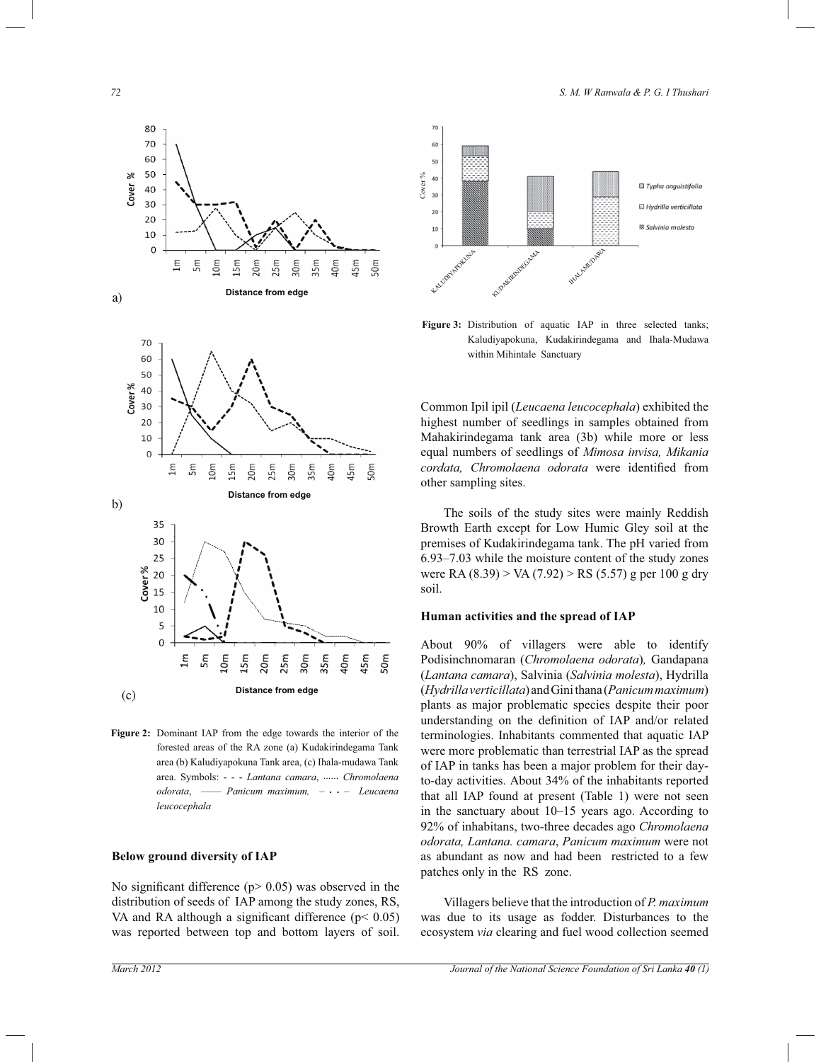Figure 2: Dominant IAP from the edge towards the interior of the forested areas of the RA zone (a) Kudakirindegama Tank area (b) Kaludiyapokuna Tank area, (c) Ihala-mudawa Tank area. Symbols: - - - *Lantana camara*, ...... *Chromolaena odorata*, —— *Panicum maximum*, – • • – *Leucaena leucocephala*

### Below ground diversity of IAP

No significant difference ($p > 0.05$) was observed in the distribution of seeds of IAP among the study zones, RS, VA and RA although a significant difference ($p < 0.05$) was reported between top and bottom layers of soil.

Figure 3: Distribution of aquatic IAP in three selected tanks; Kaludiyapokuna, Kudakirindegama and Ihala-Mudawa within Mihintale Sanctuary

Common Ipil ipil (*Leucaena leucocephala*) exhibited the highest number of seedlings in samples obtained from Mahakirindegama tank area (3b) while more or less equal numbers of seedlings of *Mimosa invisa, Mikania cordata, Chromolaena odorata* were identified from other sampling sites.

The soils of the study sites were mainly Reddish Browth Earth except for Low Humic Gley soil at the premises of Kudakirindegama tank. The pH varied from 6.93–7.03 while the moisture content of the study zones were RA (8.39) > VA (7.92) > RS (5.57) g per 100 g dry soil.

### Human activities and the spread of IAP

About 90% of villagers were able to identify Podisinchnomaran (*Chromolaena odorata*), Gandapana (*Lantana camara*), Salvinia (*Salvinia molesta*), Hydrilla (*Hydrilla verticillata*) and Gini thana (*Panicum maximum*) plants as major problematic species despite their poor understanding on the definition of IAP and/or related terminologies. Inhabitants commented that aquatic IAP were more problematic than terrestrial IAP as the spread of IAP in tanks has been a major problem for their day-to-day activities. About 34% of the inhabitants reported that all IAP found at present (Table 1) were not seen in the sanctuary about 10–15 years ago. According to 92% of inhabitans, two-three decades ago *Chromolaena odorata, Lantana. camara*, *Panicum maximum* were not as abundant as now and had been restricted to a few patches only in the RS zone.

Villagers believe that the introduction of *P. maximum* was due to its usage as fodder. Disturbances to the ecosystem *via* clearing and fuel wood collection seemed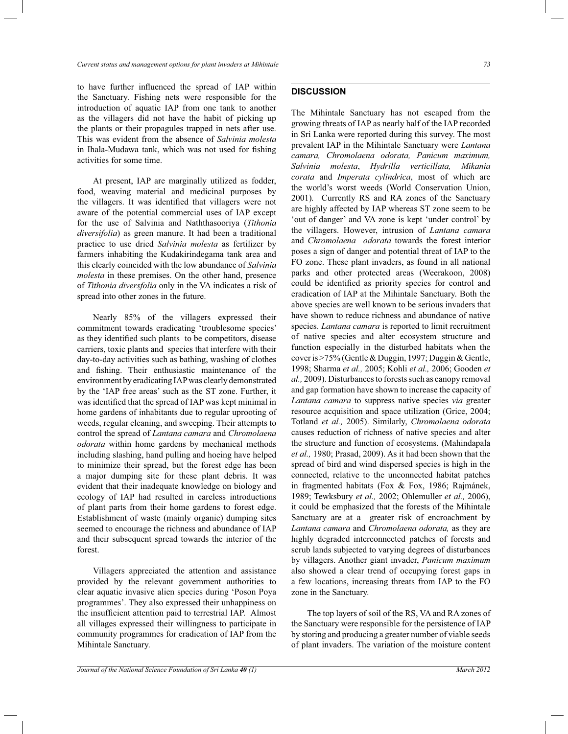to have further influenced the spread of IAP within the Sanctuary. Fishing nets were responsible for the introduction of aquatic IAP from one tank to another as the villagers did not have the habit of picking up the plants or their propagules trapped in nets after use. This was evident from the absence of *Salvinia molesta* in Ihala-Mudawa tank, which was not used for fishing activities for some time.

At present, IAP are marginally utilized as fodder, food, weaving material and medicinal purposes by the villagers. It was identified that villagers were not aware of the potential commercial uses of IAP except for the use of Salvinia and Naththasooriya (*Tithonia diversifolia*) as green manure. It had been a traditional practice to use dried *Salvinia molesta* as fertilizer by farmers inhabiting the Kudakirindegama tank area and this clearly coincided with the low abundance of *Salvinia molesta* in these premises. On the other hand, presence of *Tithonia diversfolia* only in the VA indicates a risk of spread into other zones in the future.

Nearly 85% of the villagers expressed their commitment towards eradicating 'troublesome species' as they identified such plants to be competitors, disease carriers, toxic plants and species that interfere with their day-to-day activities such as bathing, washing of clothes and fishing. Their enthusiastic maintenance of the environment by eradicating IAP was clearly demonstrated by the 'IAP free areas' such as the ST zone. Further, it was identified that the spread of IAP was kept minimal in home gardens of inhabitants due to regular uprooting of weeds, regular cleaning, and sweeping. Their attempts to control the spread of *Lantana camara* and *Chromolaena odorata* within home gardens by mechanical methods including slashing, hand pulling and hoeing have helped to minimize their spread, but the forest edge has been a major dumping site for these plant debris. It was evident that their inadequate knowledge on biology and ecology of IAP had resulted in careless introductions of plant parts from their home gardens to forest edge. Establishment of waste (mainly organic) dumping sites seemed to encourage the richness and abundance of IAP and their subsequent spread towards the interior of the forest.

Villagers appreciated the attention and assistance provided by the relevant government authorities to clear aquatic invasive alien species during 'Poson Poya programmes'. They also expressed their unhappiness on the insufficient attention paid to terrestrial IAP. Almost all villages expressed their willingness to participate in community programmes for eradication of IAP from the Mihintale Sanctuary.

## DISCUSSION

The Mihintale Sanctuary has not escaped from the growing threats of IAP as nearly half of the IAP recorded in Sri Lanka were reported during this survey. The most prevalent IAP in the Mihintale Sanctuary were *Lantana camara, Chromolaena odorata, Panicum maximum, Salvinia molesta*, *Hydrilla verticillata, Mikania corata* and *Imperata cylindrica*, most of which are the world's worst weeds (World Conservation Union, 2001). Currently RS and RA zones of the Sanctuary are highly affected by IAP whereas ST zone seem to be 'out of danger' and VA zone is kept 'under control' by the villagers. However, intrusion of *Lantana camara* and *Chromolaena odorata* towards the forest interior poses a sign of danger and potential threat of IAP to the FO zone. These plant invaders, as found in all national parks and other protected areas (Weerakoon, 2008) could be identified as priority species for control and eradication of IAP at the Mihintale Sanctuary. Both the above species are well known to be serious invaders that have shown to reduce richness and abundance of native species. *Lantana camara* is reported to limit recruitment of native species and alter ecosystem structure and function especially in the disturbed habitats when the cover is >75% (Gentle & Duggin, 1997; Duggin & Gentle, 1998; Sharma *et al.,* 2005; Kohli *et al.,* 2006; Gooden *et al.,* 2009). Disturbances to forests such as canopy removal and gap formation have shown to increase the capacity of *Lantana camara* to suppress native species *via* greater resource acquisition and space utilization (Grice, 2004; Totland *et al.,* 2005). Similarly, *Chromolaena odorata* causes reduction of richness of native species and alter the structure and function of ecosystems. (Mahindapala *et al.,* 1980; Prasad, 2009). As it had been shown that the spread of bird and wind dispersed species is high in the connected, relative to the unconnected habitat patches in fragmented habitats (Fox & Fox, 1986; Rajmánek, 1989; Tewksbury *et al.,* 2002; Ohlemuller *et al.,* 2006), it could be emphasized that the forests of the Mihintale Sanctuary are at a greater risk of encroachment by *Lantana camara* and *Chromolaena odorata,* as they are highly degraded interconnected patches of forests and scrub lands subjected to varying degrees of disturbances by villagers. Another giant invader, *Panicum maximum* also showed a clear trend of occupying forest gaps in a few locations, increasing threats from IAP to the FO zone in the Sanctuary.

The top layers of soil of the RS, VA and RA zones of the Sanctuary were responsible for the persistence of IAP by storing and producing a greater number of viable seeds of plant invaders. The variation of the moisture content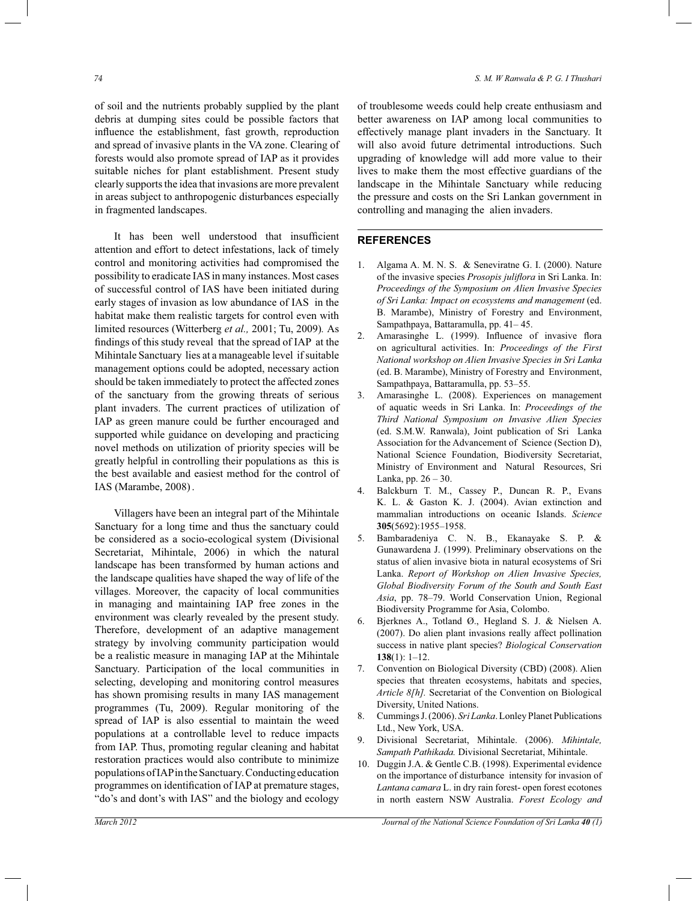of soil and the nutrients probably supplied by the plant debris at dumping sites could be possible factors that influence the establishment, fast growth, reproduction and spread of invasive plants in the VA zone. Clearing of forests would also promote spread of IAP as it provides suitable niches for plant establishment. Present study clearly supports the idea that invasions are more prevalent in areas subject to anthropogenic disturbances especially in fragmented landscapes.

It has been well understood that insufficient attention and effort to detect infestations, lack of timely control and monitoring activities had compromised the possibility to eradicate IAS in many instances. Most cases of successful control of IAS have been initiated during early stages of invasion as low abundance of IAS in the habitat make them realistic targets for control even with limited resources (Witterberg *et al.,* 2001; Tu, 2009). As findings of this study reveal that the spread of IAP at the Mihintale Sanctuary lies at a manageable level if suitable management options could be adopted, necessary action should be taken immediately to protect the affected zones of the sanctuary from the growing threats of serious plant invaders. The current practices of utilization of IAP as green manure could be further encouraged and supported while guidance on developing and practicing novel methods on utilization of priority species will be greatly helpful in controlling their populations as this is the best available and easiest method for the control of IAS (Marambe, 2008).

Villagers have been an integral part of the Mihintale Sanctuary for a long time and thus the sanctuary could be considered as a socio-ecological system (Divisional Secretariat, Mihintale, 2006) in which the natural landscape has been transformed by human actions and the landscape qualities have shaped the way of life of the villages. Moreover, the capacity of local communities in managing and maintaining IAP free zones in the environment was clearly revealed by the present study. Therefore, development of an adaptive management strategy by involving community participation would be a realistic measure in managing IAP at the Mihintale Sanctuary. Participation of the local communities in selecting, developing and monitoring control measures has shown promising results in many IAS management programmes (Tu, 2009). Regular monitoring of the spread of IAP is also essential to maintain the weed populations at a controllable level to reduce impacts from IAP. Thus, promoting regular cleaning and habitat restoration practices would also contribute to minimize populations of IAP in the Sanctuary. Conducting education programmes on identification of IAP at premature stages, "do's and dont's with IAS" and the biology and ecology of troublesome weeds could help create enthusiasm and better awareness on IAP among local communities to effectively manage plant invaders in the Sanctuary. It will also avoid future detrimental introductions. Such upgrading of knowledge will add more value to their lives to make them the most effective guardians of the landscape in the Mihintale Sanctuary while reducing the pressure and costs on the Sri Lankan government in controlling and managing the alien invaders.

## REFERENCES

1. Algama A. M. N. S. & Seneviratne G. I. (2000). Nature of the invasive species *Prosopis juliflora* in Sri Lanka. In: *Proceedings of the Symposium on Alien Invasive Species of Sri Lanka: Impact on ecosystems and management* (ed. B. Marambe), Ministry of Forestry and Environment, Sampathpaya, Battaramulla, pp. 41– 45.
2. Amarasinghe L. (1999). Influence of invasive flora on agricultural activities. In: *Proceedings of the First National workshop on Alien Invasive Species in Sri Lanka* (ed. B. Marambe), Ministry of Forestry and Environment, Sampathpaya, Battaramulla, pp. 53–55.
3. Amarasinghe L. (2008). Experiences on management of aquatic weeds in Sri Lanka. In: *Proceedings of the Third National Symposium on Invasive Alien Species* (ed. S.M.W. Ranwala), Joint publication of Sri Lanka Association for the Advancement of Science (Section D), National Science Foundation, Biodiversity Secretariat, Ministry of Environment and Natural Resources, Sri Lanka, pp. 26 – 30.
4. Balckburn T. M., Cassey P., Duncan R. P., Evans K. L. & Gaston K. J. (2004). Avian extinction and mammalian introductions on oceanic Islands. *Science* **305**(5692):1955–1958.
5. Bambaradeniya C. N. B., Ekanayake S. P. & Gunawardena J. (1999). Preliminary observations on the status of alien invasive biota in natural ecosystems of Sri Lanka. *Report of Workshop on Alien Invasive Species, Global Biodiversity Forum of the South and South East Asia*, pp. 78–79. World Conservation Union, Regional Biodiversity Programme for Asia, Colombo.
6. Bjerknes A., Totland Ø., Hegland S. J. & Nielsen A. (2007). Do alien plant invasions really affect pollination success in native plant species? *Biological Conservation* **138**(1): 1–12.
7. Convention on Biological Diversity (CBD) (2008). Alien species that threaten ecosystems, habitats and species, *Article 8[h].* Secretariat of the Convention on Biological Diversity, United Nations.
8. Cummings J. (2006). *Sri Lanka*. Lonley Planet Publications Ltd., New York, USA.
9. Divisional Secretariat, Mihintale. (2006). *Mihintale, Sampath Pathikada.* Divisional Secretariat, Mihintale.
10. Duggin J.A. & Gentle C.B. (1998). Experimental evidence on the importance of disturbance intensity for invasion of *Lantana camara* L. in dry rain forest- open forest ecotones in north eastern NSW Australia. *Forest Ecology and*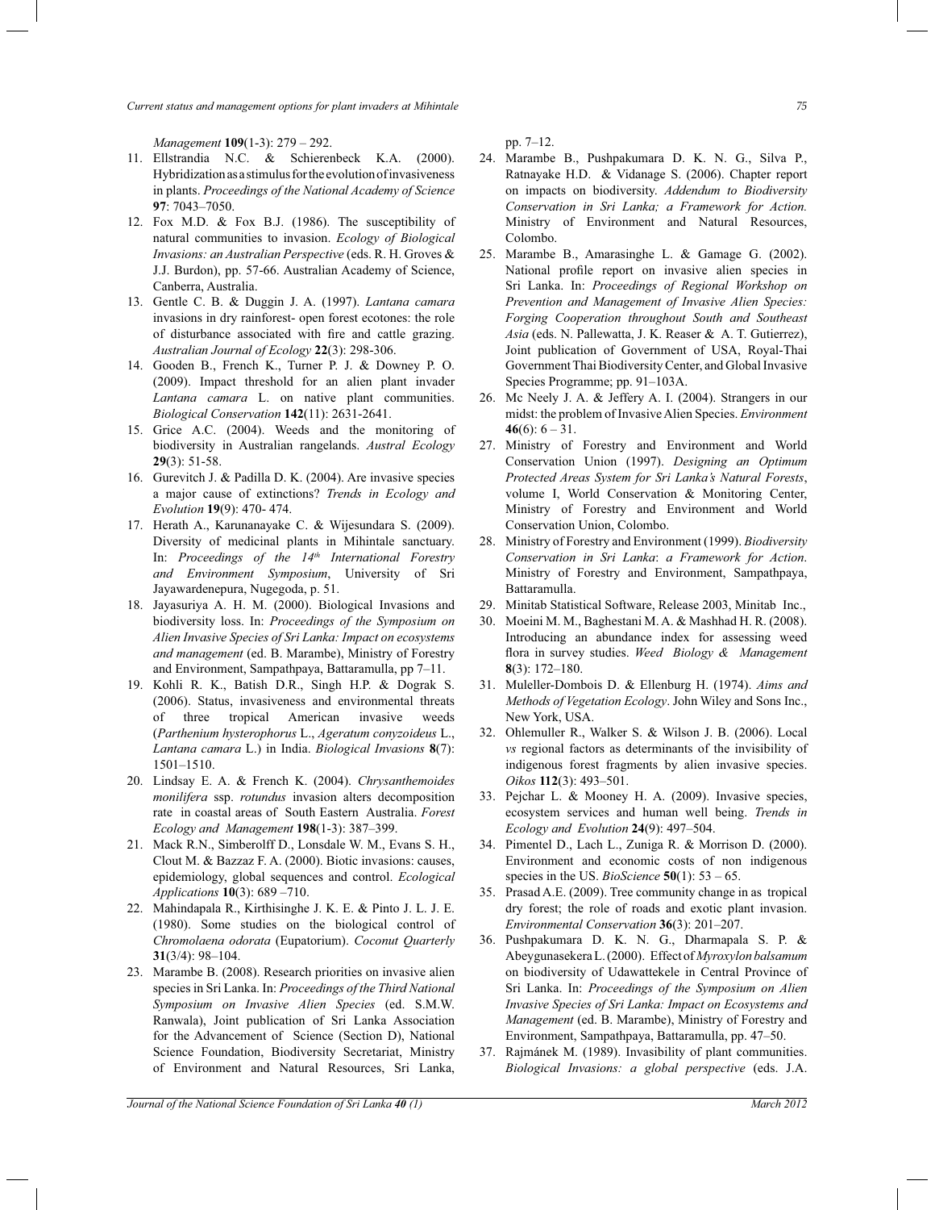*Management* **109**(1-3): 279 – 292.

11. Ellstrandia N.C. & Schierenbeck K.A. (2000). Hybridization as a stimulus for the evolution of invasiveness in plants. *Proceedings of the National Academy of Science* **97**: 7043–7050.
12. Fox M.D. & Fox B.J. (1986). The susceptibility of natural communities to invasion. *Ecology of Biological Invasions: an Australian Perspective* (eds. R. H. Groves & J.J. Burdon), pp. 57-66. Australian Academy of Science, Canberra, Australia.
13. Gentle C. B. & Duggin J. A. (1997). *Lantana camara* invasions in dry rainforest- open forest ecotones: the role of disturbance associated with fire and cattle grazing. *Australian Journal of Ecology* **22**(3): 298-306.
14. Gooden B., French K., Turner P. J. & Downey P. O. (2009). Impact threshold for an alien plant invader *Lantana camara* L. on native plant communities. *Biological Conservation* **142**(11): 2631-2641.
15. Grice A.C. (2004). Weeds and the monitoring of biodiversity in Australian rangelands. *Austral Ecology* **29**(3): 51-58.
16. Gurevitch J. & Padilla D. K. (2004). Are invasive species a major cause of extinctions? *Trends in Ecology and Evolution* **19**(9): 470- 474.
17. Herath A., Karunanayake C. & Wijesundara S. (2009). Diversity of medicinal plants in Mihintale sanctuary. In: *Proceedings of the 14th International Forestry and Environment Symposium*, University of Sri Jayawardenepura, Nugegoda, p. 51.
18. Jayasuriya A. H. M. (2000). Biological Invasions and biodiversity loss. In: *Proceedings of the Symposium on Alien Invasive Species of Sri Lanka: Impact on ecosystems and management* (ed. B. Marambe), Ministry of Forestry and Environment, Sampathpaya, Battaramulla, pp 7–11.
19. Kohli R. K., Batish D.R., Singh H.P. & Dograk S. (2006). Status, invasiveness and environmental threats of three tropical American invasive weeds (*Parthenium hysterophorus* L., *Ageratum conyzoideus* L., *Lantana camara* L.) in India. *Biological Invasions* **8**(7): 1501–1510.
20. Lindsay E. A. & French K. (2004). *Chrysanthemoides monilifera* ssp. *rotundus* invasion alters decomposition rate in coastal areas of South Eastern Australia. *Forest Ecology and Management* **198**(1-3): 387–399.
21. Mack R.N., Simberolff D., Lonsdale W. M., Evans S. H., Clout M. & Bazzaz F. A. (2000). Biotic invasions: causes, epidemiology, global sequences and control. *Ecological Applications* **10**(3): 689 –710.
22. Mahindapala R., Kirthisinghe J. K. E. & Pinto J. L. J. E. (1980). Some studies on the biological control of *Chromolaena odorata* (Eupatorium). *Coconut Quarterly* **31**(3/4): 98–104.
23. Marambe B. (2008). Research priorities on invasive alien species in Sri Lanka. In: *Proceedings of the Third National Symposium on Invasive Alien Species* (ed. S.M.W. Ranwala), Joint publication of Sri Lanka Association for the Advancement of Science (Section D), National Science Foundation, Biodiversity Secretariat, Ministry of Environment and Natural Resources, Sri Lanka, pp. 7–12.
24. Marambe B., Pushpakumara D. K. N. G., Silva P., Ratnayake H.D. & Vidanage S. (2006). Chapter report on impacts on biodiversity. *Addendum to Biodiversity Conservation in Sri Lanka; a Framework for Action.* Ministry of Environment and Natural Resources, Colombo.
25. Marambe B., Amarasinghe L. & Gamage G. (2002). National profile report on invasive alien species in Sri Lanka. In: *Proceedings of Regional Workshop on Prevention and Management of Invasive Alien Species: Forging Cooperation throughout South and Southeast Asia* (eds. N. Pallewatta, J. K. Reaser & A. T. Gutierrez), Joint publication of Government of USA, Royal-Thai Government Thai Biodiversity Center, and Global Invasive Species Programme; pp. 91–103A.
26. Mc Neely J. A. & Jeffery A. I. (2004). Strangers in our midst: the problem of Invasive Alien Species. *Environment* **46**(6): 6 – 31.
27. Ministry of Forestry and Environment and World Conservation Union (1997). *Designing an Optimum Protected Areas System for Sri Lanka's Natural Forests*, volume I, World Conservation & Monitoring Center, Ministry of Forestry and Environment and World Conservation Union, Colombo.
28. Ministry of Forestry and Environment (1999). *Biodiversity Conservation in Sri Lanka*: *a Framework for Action*. Ministry of Forestry and Environment, Sampathpaya, Battaramulla.
29. Minitab Statistical Software, Release 2003, Minitab Inc.,
30. Moeini M. M., Baghestani M. A. & Mashhad H. R. (2008). Introducing an abundance index for assessing weed flora in survey studies. *Weed Biology & Management* **8**(3): 172–180.
31. Muleller-Dombois D. & Ellenburg H. (1974). *Aims and Methods of Vegetation Ecology*. John Wiley and Sons Inc., New York, USA.
32. Ohlemuller R., Walker S. & Wilson J. B. (2006). Local *vs* regional factors as determinants of the invisibility of indigenous forest fragments by alien invasive species. *Oikos* **112**(3): 493–501.
33. Pejchar L. & Mooney H. A. (2009). Invasive species, ecosystem services and human well being. *Trends in Ecology and Evolution* **24**(9): 497–504.
34. Pimentel D., Lach L., Zuniga R. & Morrison D. (2000). Environment and economic costs of non indigenous species in the US. *BioScience* **50**(1): 53 – 65.
35. Prasad A.E. (2009). Tree community change in as tropical dry forest; the role of roads and exotic plant invasion. *Environmental Conservation* **36**(3): 201–207.
36. Pushpakumara D. K. N. G., Dharmapala S. P. & Abeygunasekera L. (2000). Effect of *Myroxylon balsamum* on biodiversity of Udawattekele in Central Province of Sri Lanka. In: *Proceedings of the Symposium on Alien Invasive Species of Sri Lanka: Impact on Ecosystems and Management* (ed. B. Marambe), Ministry of Forestry and Environment, Sampathpaya, Battaramulla, pp. 47–50.
37. Rajmánek M. (1989). Invasibility of plant communities. *Biological Invasions: a global perspective* (eds. J.A.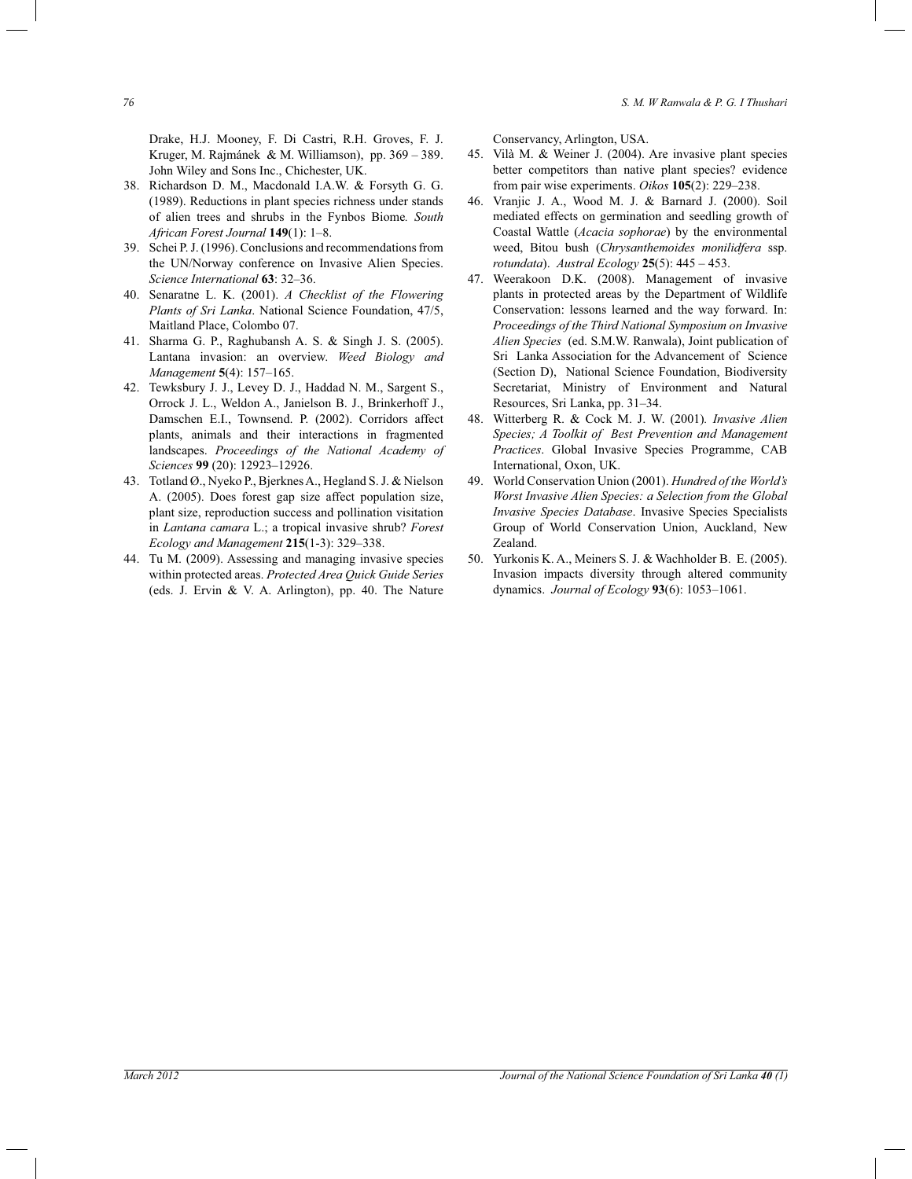Drake, H.J. Mooney, F. Di Castri, R.H. Groves, F. J. Kruger, M. Rajmánek & M. Williamson), pp. 369 – 389. John Wiley and Sons Inc., Chichester, UK.

38. Richardson D. M., Macdonald I.A.W. & Forsyth G. G. (1989). Reductions in plant species richness under stands of alien trees and shrubs in the Fynbos Biome*. South African Forest Journal* **149**(1): 1–8.
39. Schei P. J. (1996). Conclusions and recommendations from the UN/Norway conference on Invasive Alien Species. *Science International* **63**: 32–36.
40. Senaratne L. K. (2001). *A Checklist of the Flowering Plants of Sri Lanka*. National Science Foundation, 47/5, Maitland Place, Colombo 07.
41. Sharma G. P., Raghubansh A. S. & Singh J. S. (2005). Lantana invasion: an overview. *Weed Biology and Management* **5**(4): 157–165.
42. Tewksbury J. J., Levey D. J., Haddad N. M., Sargent S., Orrock J. L., Weldon A., Janielson B. J., Brinkerhoff J., Damschen E.I., Townsend. P. (2002). Corridors affect plants, animals and their interactions in fragmented landscapes. *Proceedings of the National Academy of Sciences* **99** (20): 12923–12926.
43. Totland Ø., Nyeko P., Bjerknes A., Hegland S. J. & Nielson A. (2005). Does forest gap size affect population size, plant size, reproduction success and pollination visitation in *Lantana camara* L.; a tropical invasive shrub? *Forest Ecology and Management* **215**(1-3): 329–338.
44. Tu M. (2009). Assessing and managing invasive species within protected areas. *Protected Area Quick Guide Series* (eds. J. Ervin & V. A. Arlington), pp. 40. The Nature Conservancy, Arlington, USA.
45. Vilà M. & Weiner J. (2004). Are invasive plant species better competitors than native plant species? evidence from pair wise experiments. *Oikos* **105**(2): 229–238.
46. Vranjic J. A., Wood M. J. & Barnard J. (2000). Soil mediated effects on germination and seedling growth of Coastal Wattle (*Acacia sophorae*) by the environmental weed, Bitou bush (*Chrysanthemoides monilidfera* ssp. *rotundata*). *Austral Ecology* **25**(5): 445 – 453.
47. Weerakoon D.K. (2008). Management of invasive plants in protected areas by the Department of Wildlife Conservation: lessons learned and the way forward. In: *Proceedings of the Third National Symposium on Invasive Alien Species* (ed. S.M.W. Ranwala), Joint publication of Sri Lanka Association for the Advancement of Science (Section D), National Science Foundation, Biodiversity Secretariat, Ministry of Environment and Natural Resources, Sri Lanka, pp. 31–34.
48. Witterberg R. & Cock M. J. W. (2001)*. Invasive Alien Species; A Toolkit of Best Prevention and Management Practices*. Global Invasive Species Programme, CAB International, Oxon, UK.
49. World Conservation Union (2001). *Hundred of the World's Worst Invasive Alien Species: a Selection from the Global Invasive Species Database*. Invasive Species Specialists Group of World Conservation Union, Auckland, New Zealand.
50. Yurkonis K. A., Meiners S. J. & Wachholder B. E. (2005). Invasion impacts diversity through altered community dynamics. *Journal of Ecology* **93**(6): 1053–1061.